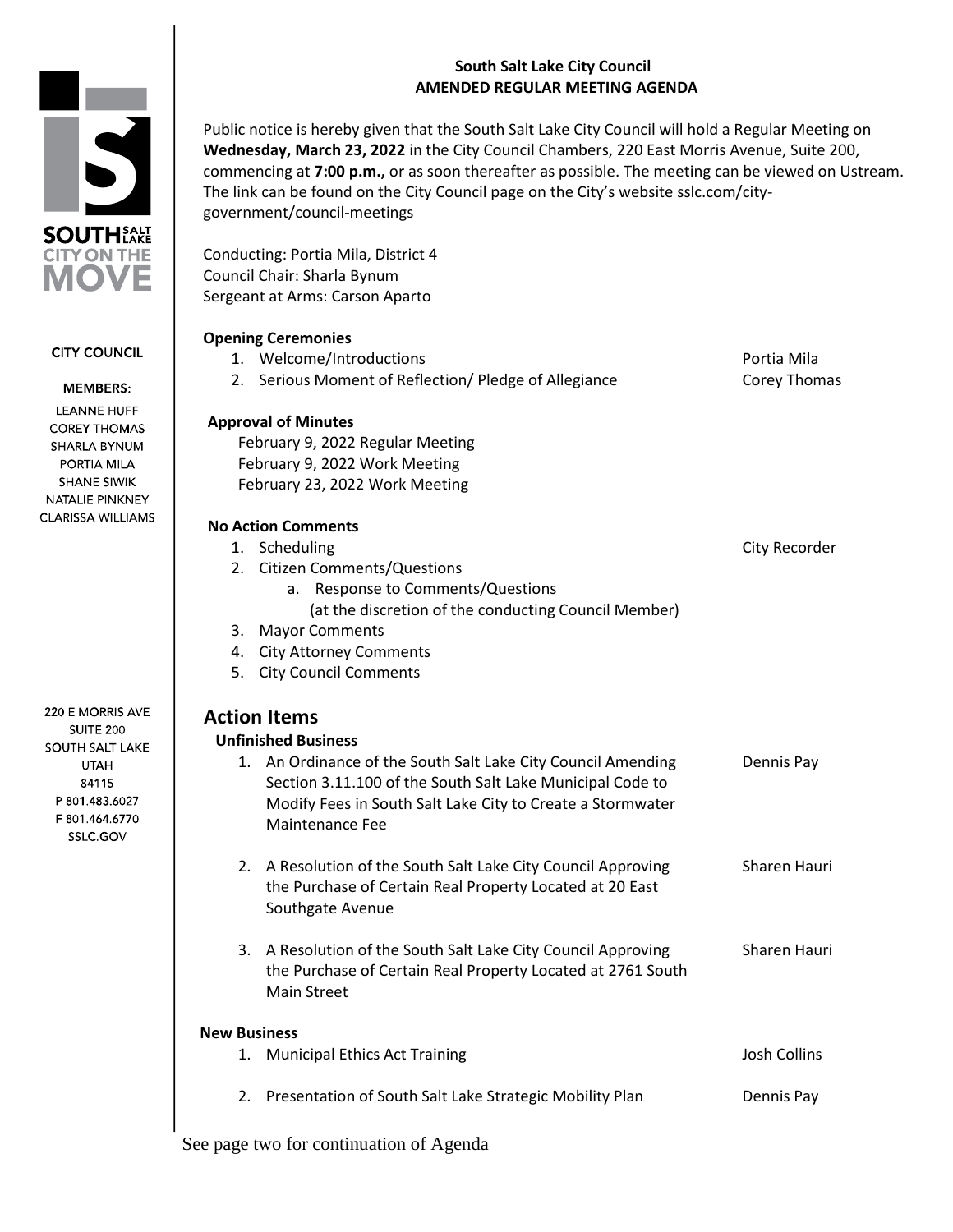**SOUTH SALT LAKE**
**CITY ON THE MOVE**

CITY COUNCIL

MEMBERS:
LEANNE HUFF
COREY THOMAS
SHARLA BYNUM
PORTIA MILA
SHANE SIWIK
NATALIE PINKNEY
CLARISSA WILLIAMS

220 E MORRIS AVE
SUITE 200
SOUTH SALT LAKE
UTAH
84115
P 801.483.6027
F 801.464.6770
SSLC.GOV

**South Salt Lake City Council**
**AMENDED REGULAR MEETING AGENDA**

Public notice is hereby given that the South Salt Lake City Council will hold a Regular Meeting on **Wednesday, March 23, 2022** in the City Council Chambers, 220 East Morris Avenue, Suite 200, commencing at **7:00 p.m.,** or as soon thereafter as possible. The meeting can be viewed on Ustream. The link can be found on the City Council page on the City's website sslc.com/city-government/council-meetings

Conducting: Portia Mila, District 4
Council Chair: Sharla Bynum
Sergeant at Arms: Carson Aparto

**Opening Ceremonies**

1. Welcome/Introductions — Portia Mila
2. Serious Moment of Reflection/ Pledge of Allegiance — Corey Thomas

**Approval of Minutes**

February 9, 2022 Regular Meeting
February 9, 2022 Work Meeting
February 23, 2022 Work Meeting

**No Action Comments**

1. Scheduling — City Recorder
2. Citizen Comments/Questions
   a. Response to Comments/Questions
      (at the discretion of the conducting Council Member)
3. Mayor Comments
4. City Attorney Comments
5. City Council Comments

## Action Items

**Unfinished Business**

1. An Ordinance of the South Salt Lake City Council Amending Section 3.11.100 of the South Salt Lake Municipal Code to Modify Fees in South Salt Lake City to Create a Stormwater Maintenance Fee — Dennis Pay
2. A Resolution of the South Salt Lake City Council Approving the Purchase of Certain Real Property Located at 20 East Southgate Avenue — Sharen Hauri
3. A Resolution of the South Salt Lake City Council Approving the Purchase of Certain Real Property Located at 2761 South Main Street — Sharen Hauri

**New Business**

1. Municipal Ethics Act Training — Josh Collins
2. Presentation of South Salt Lake Strategic Mobility Plan — Dennis Pay

See page two for continuation of Agenda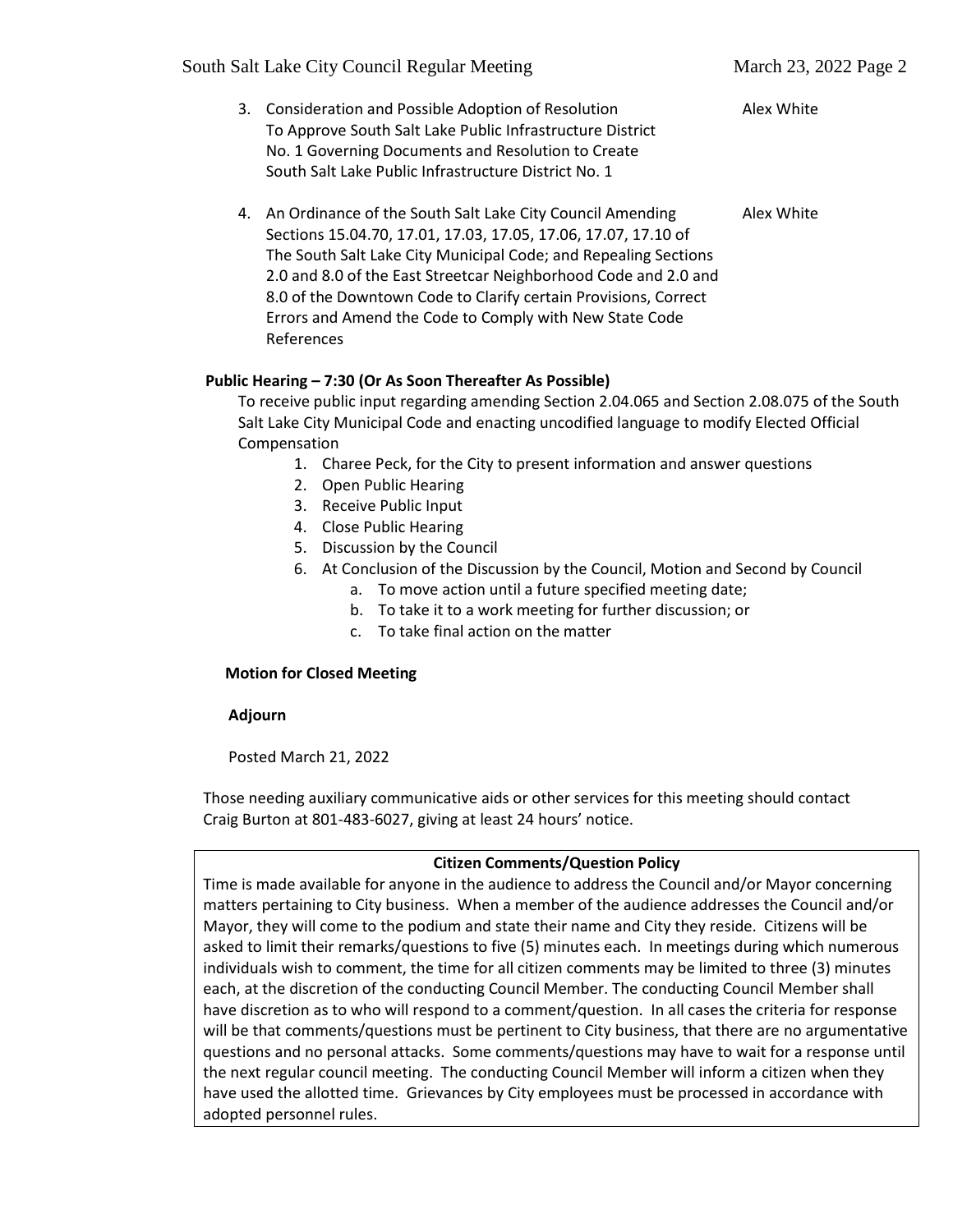3. Consideration and Possible Adoption of Resolution To Approve South Salt Lake Public Infrastructure District No. 1 Governing Documents and Resolution to Create South Salt Lake Public Infrastructure District No. 1 — Alex White

4. An Ordinance of the South Salt Lake City Council Amending Sections 15.04.70, 17.01, 17.03, 17.05, 17.06, 17.07, 17.10 of The South Salt Lake City Municipal Code; and Repealing Sections 2.0 and 8.0 of the East Streetcar Neighborhood Code and 2.0 and 8.0 of the Downtown Code to Clarify certain Provisions, Correct Errors and Amend the Code to Comply with New State Code References — Alex White

**Public Hearing – 7:30 (Or As Soon Thereafter As Possible)**

To receive public input regarding amending Section 2.04.065 and Section 2.08.075 of the South Salt Lake City Municipal Code and enacting uncodified language to modify Elected Official Compensation

1. Charee Peck, for the City to present information and answer questions
2. Open Public Hearing
3. Receive Public Input
4. Close Public Hearing
5. Discussion by the Council
6. At Conclusion of the Discussion by the Council, Motion and Second by Council
   a. To move action until a future specified meeting date;
   b. To take it to a work meeting for further discussion; or
   c. To take final action on the matter

**Motion for Closed Meeting**

**Adjourn**

Posted March 21, 2022

Those needing auxiliary communicative aids or other services for this meeting should contact Craig Burton at 801-483-6027, giving at least 24 hours' notice.

**Citizen Comments/Question Policy**

Time is made available for anyone in the audience to address the Council and/or Mayor concerning matters pertaining to City business. When a member of the audience addresses the Council and/or Mayor, they will come to the podium and state their name and City they reside. Citizens will be asked to limit their remarks/questions to five (5) minutes each. In meetings during which numerous individuals wish to comment, the time for all citizen comments may be limited to three (3) minutes each, at the discretion of the conducting Council Member. The conducting Council Member shall have discretion as to who will respond to a comment/question. In all cases the criteria for response will be that comments/questions must be pertinent to City business, that there are no argumentative questions and no personal attacks. Some comments/questions may have to wait for a response until the next regular council meeting. The conducting Council Member will inform a citizen when they have used the allotted time. Grievances by City employees must be processed in accordance with adopted personnel rules.